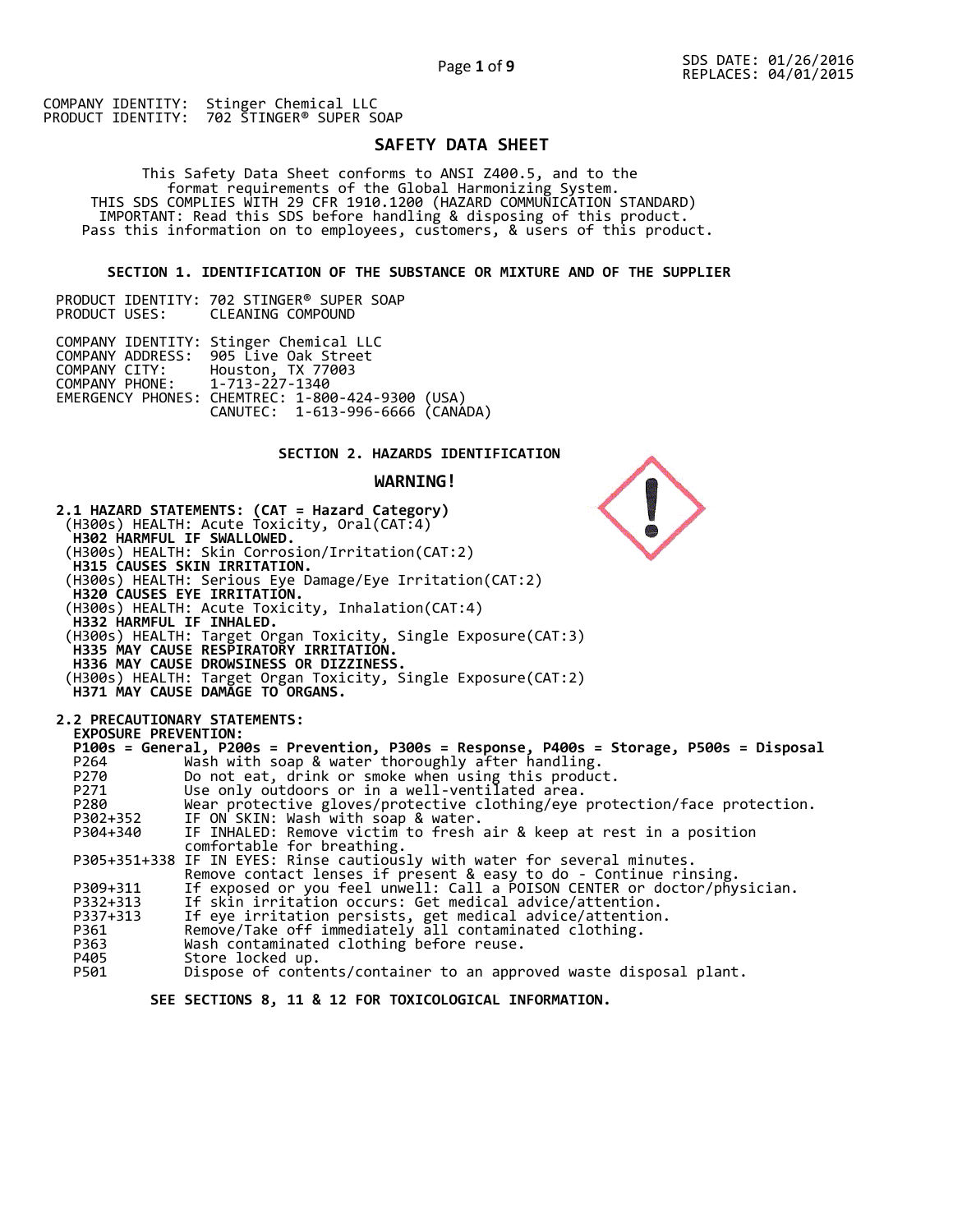SDS DATE: 01/26/2016
REPLACES: 04/01/2015

COMPANY IDENTITY: Stinger Chemical LLC
PRODUCT IDENTITY: 702 STINGER® SUPER SOAP

# SAFETY DATA SHEET

This Safety Data Sheet conforms to ANSI Z400.5, and to the format requirements of the Global Harmonizing System.
THIS SDS COMPLIES WITH 29 CFR 1910.1200 (HAZARD COMMUNICATION STANDARD)
IMPORTANT: Read this SDS before handling & disposing of this product.
Pass this information on to employees, customers, & users of this product.

## SECTION 1. IDENTIFICATION OF THE SUBSTANCE OR MIXTURE AND OF THE SUPPLIER

PRODUCT IDENTITY: 702 STINGER® SUPER SOAP
PRODUCT USES: CLEANING COMPOUND

COMPANY IDENTITY: Stinger Chemical LLC
COMPANY ADDRESS: 905 Live Oak Street
COMPANY CITY: Houston, TX 77003
COMPANY PHONE: 1-713-227-1340
EMERGENCY PHONES: CHEMTREC: 1-800-424-9300 (USA)
CANUTEC: 1-613-996-6666 (CANADA)

## SECTION 2. HAZARDS IDENTIFICATION

**WARNING!**

**2.1 HAZARD STATEMENTS: (CAT = Hazard Category)**

(H300s) HEALTH: Acute Toxicity, Oral(CAT:4)
**H302 HARMFUL IF SWALLOWED.**
(H300s) HEALTH: Skin Corrosion/Irritation(CAT:2)
**H315 CAUSES SKIN IRRITATION.**
(H300s) HEALTH: Serious Eye Damage/Eye Irritation(CAT:2)
**H320 CAUSES EYE IRRITATION.**
(H300s) HEALTH: Acute Toxicity, Inhalation(CAT:4)
**H332 HARMFUL IF INHALED.**
(H300s) HEALTH: Target Organ Toxicity, Single Exposure(CAT:3)
**H335 MAY CAUSE RESPIRATORY IRRITATION.**
**H336 MAY CAUSE DROWSINESS OR DIZZINESS.**
(H300s) HEALTH: Target Organ Toxicity, Single Exposure(CAT:2)
**H371 MAY CAUSE DAMAGE TO ORGANS.**

**2.2 PRECAUTIONARY STATEMENTS:**
**EXPOSURE PREVENTION:**
**P100s = General, P200s = Prevention, P300s = Response, P400s = Storage, P500s = Disposal**

| | |
|---|---|
| P264 | Wash with soap & water thoroughly after handling. |
| P270 | Do not eat, drink or smoke when using this product. |
| P271 | Use only outdoors or in a well-ventilated area. |
| P280 | Wear protective gloves/protective clothing/eye protection/face protection. |
| P302+352 | IF ON SKIN: Wash with soap & water. |
| P304+340 | IF INHALED: Remove victim to fresh air & keep at rest in a position comfortable for breathing. |
| P305+351+338 | IF IN EYES: Rinse cautiously with water for several minutes. Remove contact lenses if present & easy to do - Continue rinsing. |
| P309+311 | If exposed or you feel unwell: Call a POISON CENTER or doctor/physician. |
| P332+313 | If skin irritation occurs: Get medical advice/attention. |
| P337+313 | If eye irritation persists, get medical advice/attention. |
| P361 | Remove/Take off immediately all contaminated clothing. |
| P363 | Wash contaminated clothing before reuse. |
| P405 | Store locked up. |
| P501 | Dispose of contents/container to an approved waste disposal plant. |

**SEE SECTIONS 8, 11 & 12 FOR TOXICOLOGICAL INFORMATION.**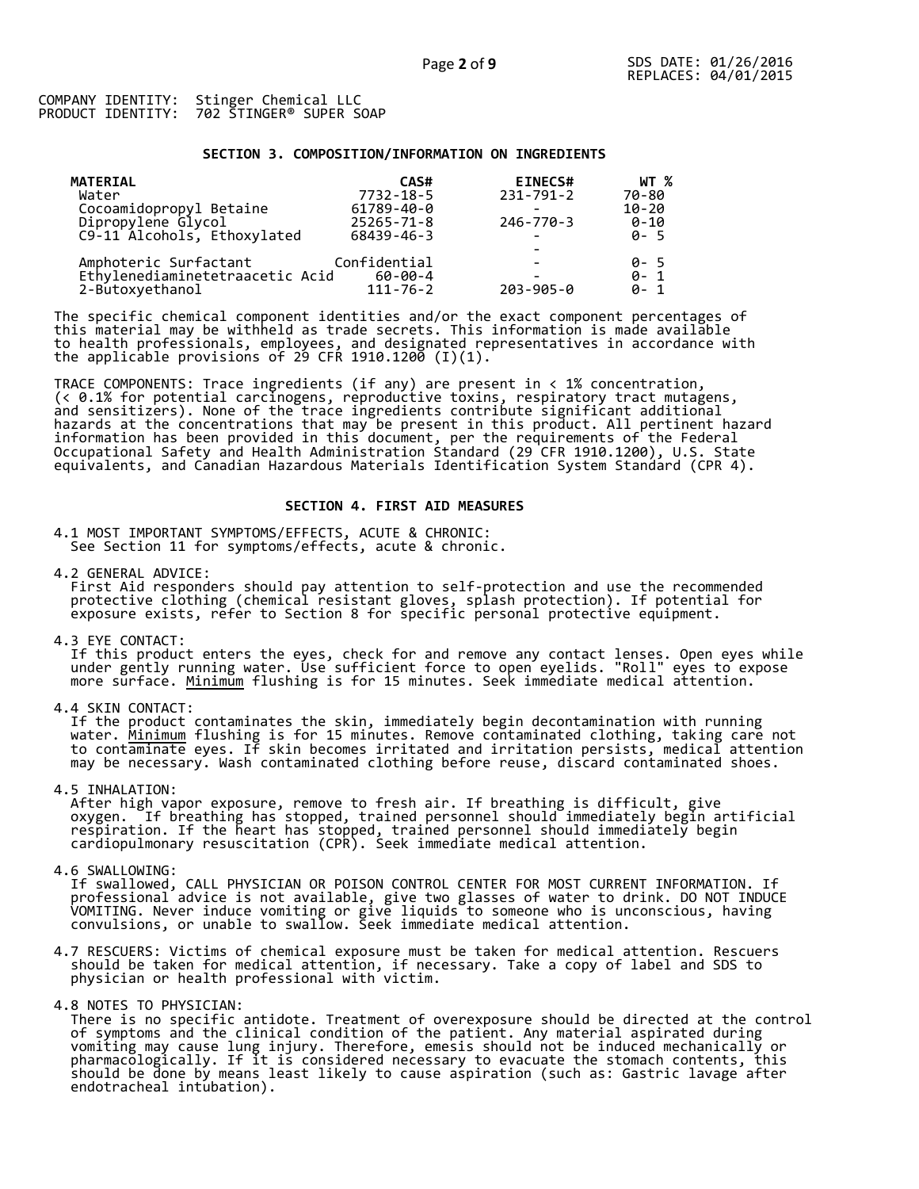COMPANY IDENTITY: Stinger Chemical LLC
PRODUCT IDENTITY: 702 STINGER® SUPER SOAP

## SECTION 3. COMPOSITION/INFORMATION ON INGREDIENTS

| MATERIAL | CAS# | EINECS# | WT % |
|---|---|---|---|
| Water | 7732-18-5 | 231-791-2 | 70-80 |
| Cocoamidopropyl Betaine | 61789-40-0 | - | 10-20 |
| Dipropylene Glycol | 25265-71-8 | 246-770-3 | 0-10 |
| C9-11 Alcohols, Ethoxylated | 68439-46-3 | - | 0- 5 |
| | | - | |
| Amphoteric Surfactant | Confidential | - | 0- 5 |
| Ethylenediaminetetraacetic Acid | 60-00-4 | - | 0- 1 |
| 2-Butoxyethanol | 111-76-2 | 203-905-0 | 0- 1 |

The specific chemical component identities and/or the exact component percentages of this material may be withheld as trade secrets. This information is made available to health professionals, employees, and designated representatives in accordance with the applicable provisions of 29 CFR 1910.1200 (I)(1).

TRACE COMPONENTS: Trace ingredients (if any) are present in < 1% concentration, (< 0.1% for potential carcinogens, reproductive toxins, respiratory tract mutagens, and sensitizers). None of the trace ingredients contribute significant additional hazards at the concentrations that may be present in this product. All pertinent hazard information has been provided in this document, per the requirements of the Federal Occupational Safety and Health Administration Standard (29 CFR 1910.1200), U.S. State equivalents, and Canadian Hazardous Materials Identification System Standard (CPR 4).

## SECTION 4. FIRST AID MEASURES

4.1 MOST IMPORTANT SYMPTOMS/EFFECTS, ACUTE & CHRONIC:
See Section 11 for symptoms/effects, acute & chronic.

4.2 GENERAL ADVICE:
First Aid responders should pay attention to self-protection and use the recommended protective clothing (chemical resistant gloves, splash protection). If potential for exposure exists, refer to Section 8 for specific personal protective equipment.

4.3 EYE CONTACT:
If this product enters the eyes, check for and remove any contact lenses. Open eyes while under gently running water. Use sufficient force to open eyelids. "Roll" eyes to expose more surface. Minimum flushing is for 15 minutes. Seek immediate medical attention.

4.4 SKIN CONTACT:
If the product contaminates the skin, immediately begin decontamination with running water. Minimum flushing is for 15 minutes. Remove contaminated clothing, taking care not to contaminate eyes. If skin becomes irritated and irritation persists, medical attention may be necessary. Wash contaminated clothing before reuse, discard contaminated shoes.

4.5 INHALATION:
After high vapor exposure, remove to fresh air. If breathing is difficult, give oxygen. If breathing has stopped, trained personnel should immediately begin artificial respiration. If the heart has stopped, trained personnel should immediately begin cardiopulmonary resuscitation (CPR). Seek immediate medical attention.

4.6 SWALLOWING:
If swallowed, CALL PHYSICIAN OR POISON CONTROL CENTER FOR MOST CURRENT INFORMATION. If professional advice is not available, give two glasses of water to drink. DO NOT INDUCE VOMITING. Never induce vomiting or give liquids to someone who is unconscious, having convulsions, or unable to swallow. Seek immediate medical attention.

4.7 RESCUERS: Victims of chemical exposure must be taken for medical attention. Rescuers should be taken for medical attention, if necessary. Take a copy of label and SDS to physician or health professional with victim.

4.8 NOTES TO PHYSICIAN:
There is no specific antidote. Treatment of overexposure should be directed at the control of symptoms and the clinical condition of the patient. Any material aspirated during vomiting may cause lung injury. Therefore, emesis should not be induced mechanically or pharmacologically. If it is considered necessary to evacuate the stomach contents, this should be done by means least likely to cause aspiration (such as: Gastric lavage after endotracheal intubation).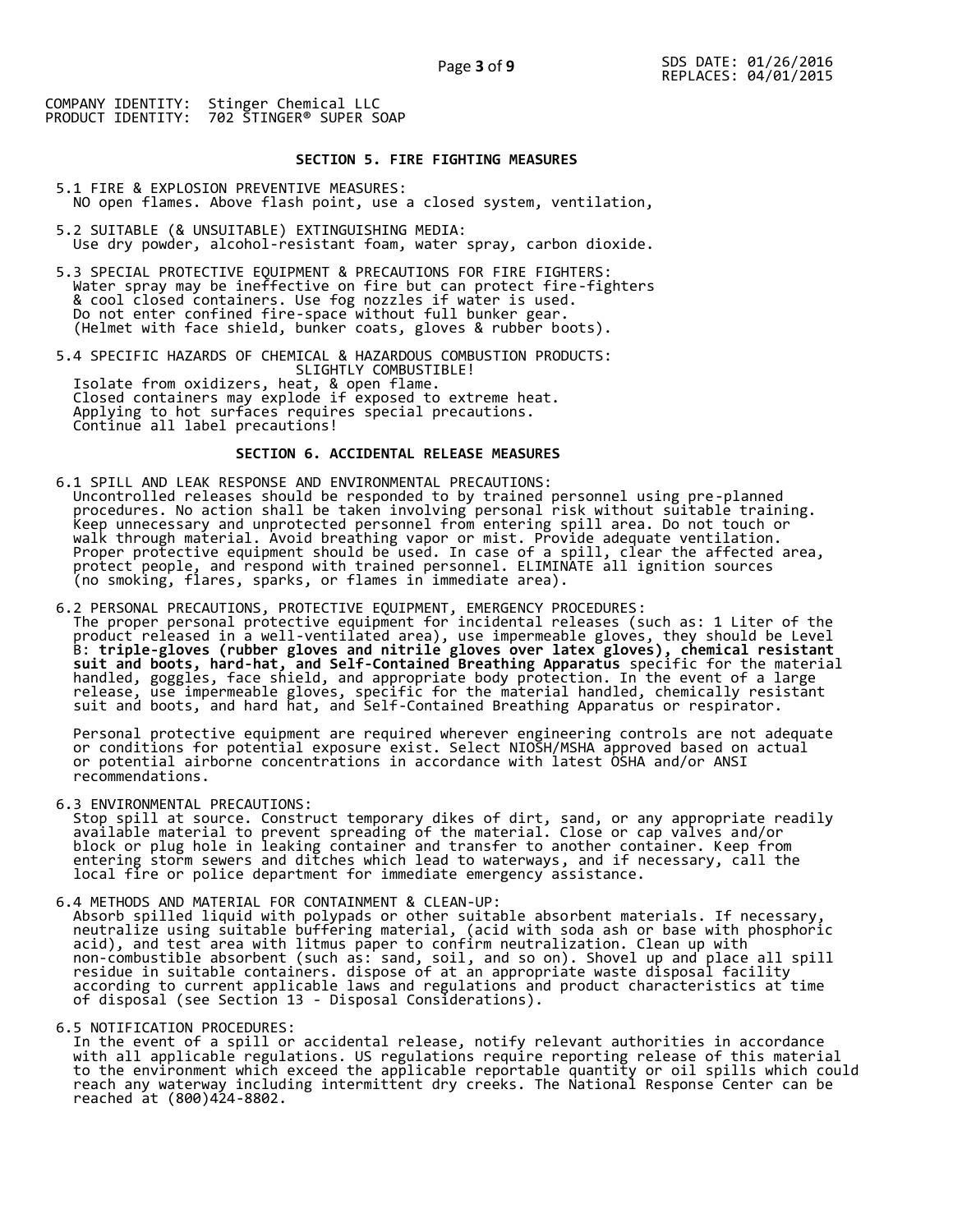COMPANY IDENTITY: Stinger Chemical LLC
PRODUCT IDENTITY: 702 STINGER® SUPER SOAP

## SECTION 5. FIRE FIGHTING MEASURES

5.1 FIRE & EXPLOSION PREVENTIVE MEASURES:
NO open flames. Above flash point, use a closed system, ventilation,

5.2 SUITABLE (& UNSUITABLE) EXTINGUISHING MEDIA:
Use dry powder, alcohol-resistant foam, water spray, carbon dioxide.

5.3 SPECIAL PROTECTIVE EQUIPMENT & PRECAUTIONS FOR FIRE FIGHTERS:
Water spray may be ineffective on fire but can protect fire-fighters & cool closed containers. Use fog nozzles if water is used. Do not enter confined fire-space without full bunker gear. (Helmet with face shield, bunker coats, gloves & rubber boots).

5.4 SPECIFIC HAZARDS OF CHEMICAL & HAZARDOUS COMBUSTION PRODUCTS:
SLIGHTLY COMBUSTIBLE!
Isolate from oxidizers, heat, & open flame.
Closed containers may explode if exposed to extreme heat.
Applying to hot surfaces requires special precautions.
Continue all label precautions!

## SECTION 6. ACCIDENTAL RELEASE MEASURES

6.1 SPILL AND LEAK RESPONSE AND ENVIRONMENTAL PRECAUTIONS:
Uncontrolled releases should be responded to by trained personnel using pre-planned procedures. No action shall be taken involving personal risk without suitable training. Keep unnecessary and unprotected personnel from entering spill area. Do not touch or walk through material. Avoid breathing vapor or mist. Provide adequate ventilation. Proper protective equipment should be used. In case of a spill, clear the affected area, protect people, and respond with trained personnel. ELIMINATE all ignition sources (no smoking, flares, sparks, or flames in immediate area).

6.2 PERSONAL PRECAUTIONS, PROTECTIVE EQUIPMENT, EMERGENCY PROCEDURES:
The proper personal protective equipment for incidental releases (such as: 1 Liter of the product released in a well-ventilated area), use impermeable gloves, they should be Level B: **triple-gloves (rubber gloves and nitrile gloves over latex gloves), chemical resistant suit and boots, hard-hat, and Self-Contained Breathing Apparatus** specific for the material handled, goggles, face shield, and appropriate body protection. In the event of a large release, use impermeable gloves, specific for the material handled, chemically resistant suit and boots, and hard hat, and Self-Contained Breathing Apparatus or respirator.

Personal protective equipment are required wherever engineering controls are not adequate or conditions for potential exposure exist. Select NIOSH/MSHA approved based on actual or potential airborne concentrations in accordance with latest OSHA and/or ANSI recommendations.

6.3 ENVIRONMENTAL PRECAUTIONS:
Stop spill at source. Construct temporary dikes of dirt, sand, or any appropriate readily available material to prevent spreading of the material. Close or cap valves and/or block or plug hole in leaking container and transfer to another container. Keep from entering storm sewers and ditches which lead to waterways, and if necessary, call the local fire or police department for immediate emergency assistance.

6.4 METHODS AND MATERIAL FOR CONTAINMENT & CLEAN-UP:
Absorb spilled liquid with polypads or other suitable absorbent materials. If necessary, neutralize using suitable buffering material, (acid with soda ash or base with phosphoric acid), and test area with litmus paper to confirm neutralization. Clean up with non-combustible absorbent (such as: sand, soil, and so on). Shovel up and place all spill residue in suitable containers. dispose of at an appropriate waste disposal facility according to current applicable laws and regulations and product characteristics at time of disposal (see Section 13 - Disposal Considerations).

6.5 NOTIFICATION PROCEDURES:
In the event of a spill or accidental release, notify relevant authorities in accordance with all applicable regulations. US regulations require reporting release of this material to the environment which exceed the applicable reportable quantity or oil spills which could reach any waterway including intermittent dry creeks. The National Response Center can be reached at (800)424-8802.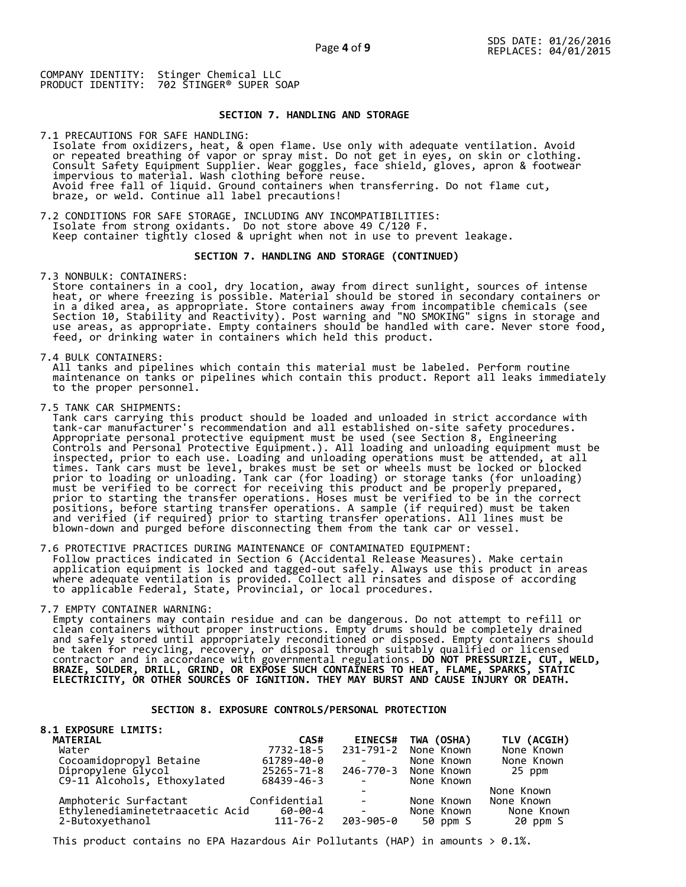## SECTION 7. HANDLING AND STORAGE

7.1 PRECAUTIONS FOR SAFE HANDLING:
Isolate from oxidizers, heat, & open flame. Use only with adequate ventilation. Avoid or repeated breathing of vapor or spray mist. Do not get in eyes, on skin or clothing. Consult Safety Equipment Supplier. Wear goggles, face shield, gloves, apron & footwear impervious to material. Wash clothing before reuse.
Avoid free fall of liquid. Ground containers when transferring. Do not flame cut, braze, or weld. Continue all label precautions!

7.2 CONDITIONS FOR SAFE STORAGE, INCLUDING ANY INCOMPATIBILITIES:
Isolate from strong oxidants. Do not store above 49 C/120 F.
Keep container tightly closed & upright when not in use to prevent leakage.

## SECTION 7. HANDLING AND STORAGE (CONTINUED)

7.3 NONBULK: CONTAINERS:
Store containers in a cool, dry location, away from direct sunlight, sources of intense heat, or where freezing is possible. Material should be stored in secondary containers or in a diked area, as appropriate. Store containers away from incompatible chemicals (see Section 10, Stability and Reactivity). Post warning and "NO SMOKING" signs in storage and use areas, as appropriate. Empty containers should be handled with care. Never store food, feed, or drinking water in containers which held this product.

7.4 BULK CONTAINERS:
All tanks and pipelines which contain this material must be labeled. Perform routine maintenance on tanks or pipelines which contain this product. Report all leaks immediately to the proper personnel.

7.5 TANK CAR SHIPMENTS:
Tank cars carrying this product should be loaded and unloaded in strict accordance with tank-car manufacturer's recommendation and all established on-site safety procedures. Appropriate personal protective equipment must be used (see Section 8, Engineering Controls and Personal Protective Equipment.). All loading and unloading equipment must be inspected, prior to each use. Loading and unloading operations must be attended, at all times. Tank cars must be level, brakes must be set or wheels must be locked or blocked prior to loading or unloading. Tank car (for loading) or storage tanks (for unloading) must be verified to be correct for receiving this product and be properly prepared, prior to starting the transfer operations. Hoses must be verified to be in the correct positions, before starting transfer operations. A sample (if required) must be taken and verified (if required) prior to starting transfer operations. All lines must be blown-down and purged before disconnecting them from the tank car or vessel.

7.6 PROTECTIVE PRACTICES DURING MAINTENANCE OF CONTAMINATED EQUIPMENT:
Follow practices indicated in Section 6 (Accidental Release Measures). Make certain application equipment is locked and tagged-out safely. Always use this product in areas where adequate ventilation is provided. Collect all rinsates and dispose of according to applicable Federal, State, Provincial, or local procedures.

7.7 EMPTY CONTAINER WARNING:
Empty containers may contain residue and can be dangerous. Do not attempt to refill or clean containers without proper instructions. Empty drums should be completely drained and safely stored until appropriately reconditioned or disposed. Empty containers should be taken for recycling, recovery, or disposal through suitably qualified or licensed contractor and in accordance with governmental regulations. **DO NOT PRESSURIZE, CUT, WELD, BRAZE, SOLDER, DRILL, GRIND, OR EXPOSE SUCH CONTAINERS TO HEAT, FLAME, SPARKS, STATIC ELECTRICITY, OR OTHER SOURCES OF IGNITION. THEY MAY BURST AND CAUSE INJURY OR DEATH.**

## SECTION 8. EXPOSURE CONTROLS/PERSONAL PROTECTION

**8.1 EXPOSURE LIMITS:**

| MATERIAL | CAS# | EINECS# | TWA (OSHA) | TLV (ACGIH) |
|---|---|---|---|---|
| Water | 7732-18-5 | 231-791-2 | None Known | None Known |
| Cocoamidopropyl Betaine | 61789-40-0 | - | None Known | None Known |
| Dipropylene Glycol | 25265-71-8 | 246-770-3 | None Known | 25 ppm |
| C9-11 Alcohols, Ethoxylated | 68439-46-3 | - | None Known | |
| | | - | | None Known |
| Amphoteric Surfactant | Confidential | - | None Known | None Known |
| Ethylenediaminetetraacetic Acid | 60-00-4 | - | None Known | None Known |
| 2-Butoxyethanol | 111-76-2 | 203-905-0 | 50 ppm S | 20 ppm S |

This product contains no EPA Hazardous Air Pollutants (HAP) in amounts > 0.1%.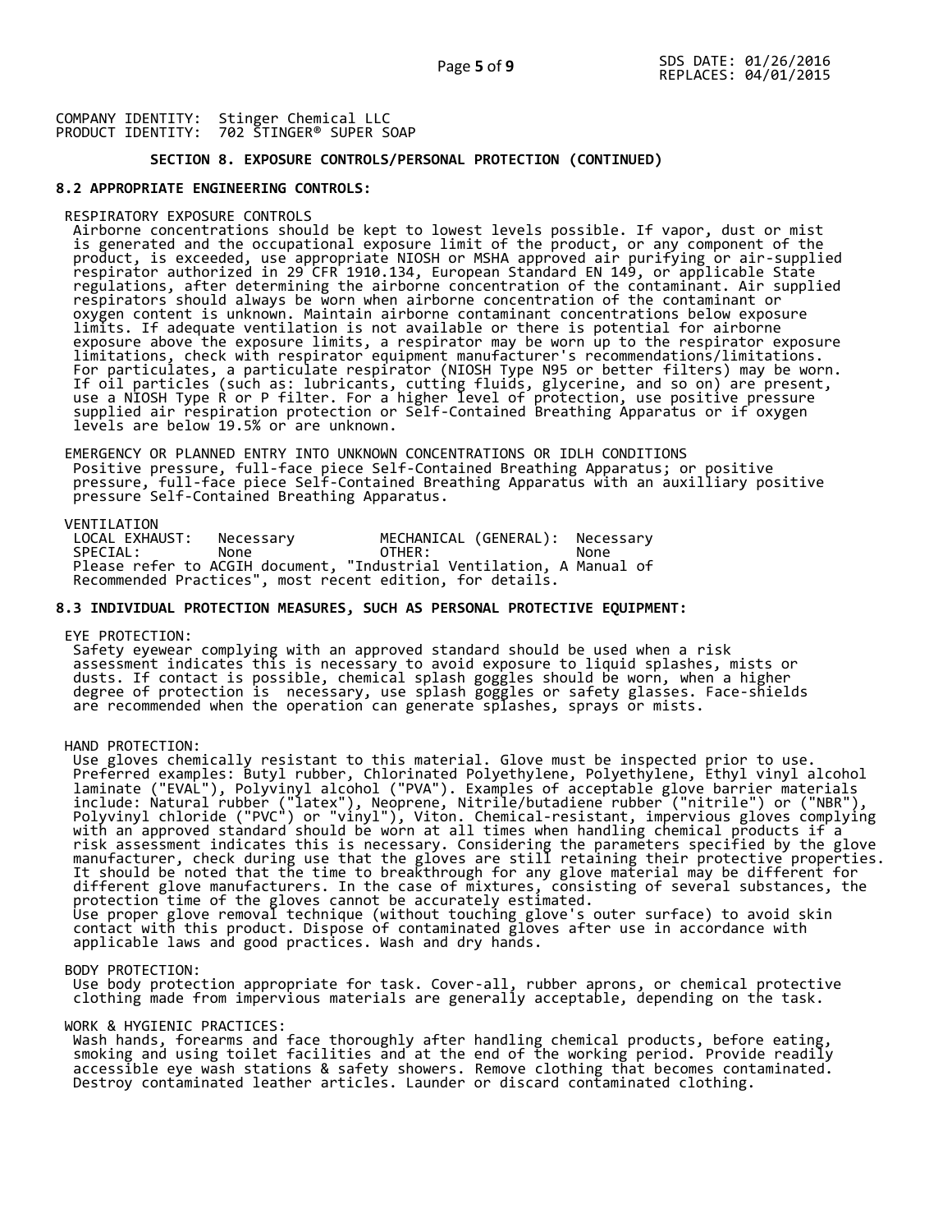COMPANY IDENTITY: Stinger Chemical LLC
PRODUCT IDENTITY: 702 STINGER® SUPER SOAP

## SECTION 8. EXPOSURE CONTROLS/PERSONAL PROTECTION (CONTINUED)

### 8.2 APPROPRIATE ENGINEERING CONTROLS:

RESPIRATORY EXPOSURE CONTROLS

Airborne concentrations should be kept to lowest levels possible. If vapor, dust or mist is generated and the occupational exposure limit of the product, or any component of the product, is exceeded, use appropriate NIOSH or MSHA approved air purifying or air-supplied respirator authorized in 29 CFR 1910.134, European Standard EN 149, or applicable State regulations, after determining the airborne concentration of the contaminant. Air supplied respirators should always be worn when airborne concentration of the contaminant or oxygen content is unknown. Maintain airborne contaminant concentrations below exposure limits. If adequate ventilation is not available or there is potential for airborne exposure above the exposure limits, a respirator may be worn up to the respirator exposure limitations, check with respirator equipment manufacturer's recommendations/limitations. For particulates, a particulate respirator (NIOSH Type N95 or better filters) may be worn. If oil particles (such as: lubricants, cutting fluids, glycerine, and so on) are present, use a NIOSH Type R or P filter. For a higher level of protection, use positive pressure supplied air respiration protection or Self-Contained Breathing Apparatus or if oxygen levels are below 19.5% or are unknown.

EMERGENCY OR PLANNED ENTRY INTO UNKNOWN CONCENTRATIONS OR IDLH CONDITIONS

Positive pressure, full-face piece Self-Contained Breathing Apparatus; or positive pressure, full-face piece Self-Contained Breathing Apparatus with an auxilliary positive pressure Self-Contained Breathing Apparatus.

VENTILATION

| LOCAL EXHAUST: | Necessary | MECHANICAL (GENERAL): | Necessary |
|---|---|---|---|
| SPECIAL: | None | OTHER: | None |

Please refer to ACGIH document, "Industrial Ventilation, A Manual of Recommended Practices", most recent edition, for details.

### 8.3 INDIVIDUAL PROTECTION MEASURES, SUCH AS PERSONAL PROTECTIVE EQUIPMENT:

EYE PROTECTION:

Safety eyewear complying with an approved standard should be used when a risk assessment indicates this is necessary to avoid exposure to liquid splashes, mists or dusts. If contact is possible, chemical splash goggles should be worn, when a higher degree of protection is necessary, use splash goggles or safety glasses. Face-shields are recommended when the operation can generate splashes, sprays or mists.

HAND PROTECTION:

Use gloves chemically resistant to this material. Glove must be inspected prior to use. Preferred examples: Butyl rubber, Chlorinated Polyethylene, Polyethylene, Ethyl vinyl alcohol laminate ("EVAL"), Polyvinyl alcohol ("PVA"). Examples of acceptable glove barrier materials include: Natural rubber ("latex"), Neoprene, Nitrile/butadiene rubber ("nitrile") or ("NBR"), Polyvinyl chloride ("PVC") or "vinyl"), Viton. Chemical-resistant, impervious gloves complying with an approved standard should be worn at all times when handling chemical products if a risk assessment indicates this is necessary. Considering the parameters specified by the glove manufacturer, check during use that the gloves are still retaining their protective properties. It should be noted that the time to breakthrough for any glove material may be different for different glove manufacturers. In the case of mixtures, consisting of several substances, the protection time of the gloves cannot be accurately estimated.
Use proper glove removal technique (without touching glove's outer surface) to avoid skin contact with this product. Dispose of contaminated gloves after use in accordance with applicable laws and good practices. Wash and dry hands.

BODY PROTECTION:

Use body protection appropriate for task. Cover-all, rubber aprons, or chemical protective clothing made from impervious materials are generally acceptable, depending on the task.

WORK & HYGIENIC PRACTICES:

Wash hands, forearms and face thoroughly after handling chemical products, before eating, smoking and using toilet facilities and at the end of the working period. Provide readily accessible eye wash stations & safety showers. Remove clothing that becomes contaminated. Destroy contaminated leather articles. Launder or discard contaminated clothing.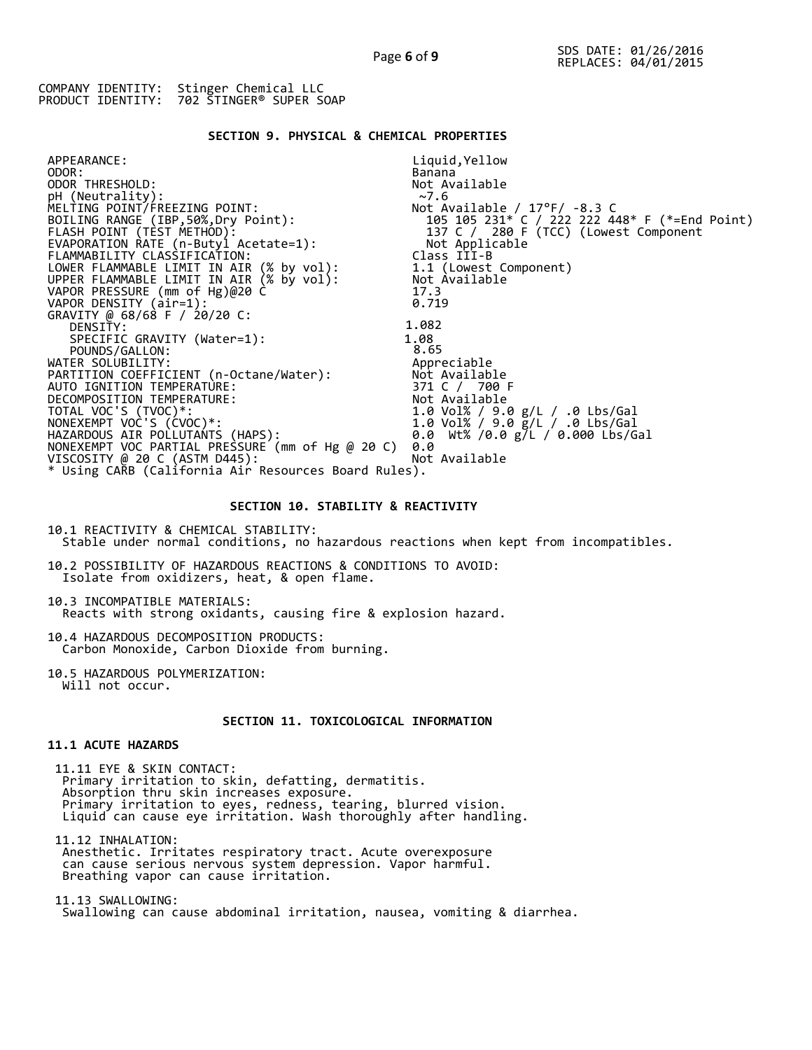COMPANY IDENTITY: Stinger Chemical LLC
PRODUCT IDENTITY: 702 STINGER® SUPER SOAP

## SECTION 9. PHYSICAL & CHEMICAL PROPERTIES

| Property | Value |
|---|---|
| APPEARANCE: | Liquid,Yellow |
| ODOR: | Banana |
| ODOR THRESHOLD: | Not Available |
| pH (Neutrality): | ~7.6 |
| MELTING POINT/FREEZING POINT: | Not Available / 17°F/ -8.3 C |
| BOILING RANGE (IBP,50%,Dry Point): | 105 105 231* C / 222 222 448* F (*=End Point) |
| FLASH POINT (TEST METHOD): | 137 C / 280 F (TCC) (Lowest Component |
| EVAPORATION RATE (n-Butyl Acetate=1): | Not Applicable |
| FLAMMABILITY CLASSIFICATION: | Class III-B |
| LOWER FLAMMABLE LIMIT IN AIR (% by vol): | 1.1 (Lowest Component) |
| UPPER FLAMMABLE LIMIT IN AIR (% by vol): | Not Available |
| VAPOR PRESSURE (mm of Hg)@20 C | 17.3 |
| VAPOR DENSITY (air=1): | 0.719 |
| GRAVITY @ 68/68 F / 20/20 C: | |
| DENSITY: | 1.082 |
| SPECIFIC GRAVITY (Water=1): | 1.08 |
| POUNDS/GALLON: | 8.65 |
| WATER SOLUBILITY: | Appreciable |
| PARTITION COEFFICIENT (n-Octane/Water): | Not Available |
| AUTO IGNITION TEMPERATURE: | 371 C / 700 F |
| DECOMPOSITION TEMPERATURE: | Not Available |
| TOTAL VOC'S (TVOC)*: | 1.0 Vol% / 9.0 g/L / .0 Lbs/Gal |
| NONEXEMPT VOC'S (CVOC)*: | 1.0 Vol% / 9.0 g/L / .0 Lbs/Gal |
| HAZARDOUS AIR POLLUTANTS (HAPS): | 0.0 Wt% /0.0 g/L / 0.000 Lbs/Gal |
| NONEXEMPT VOC PARTIAL PRESSURE (mm of Hg @ 20 C) | 0.0 |
| VISCOSITY @ 20 C (ASTM D445): | Not Available |

* Using CARB (California Air Resources Board Rules).

## SECTION 10. STABILITY & REACTIVITY

10.1 REACTIVITY & CHEMICAL STABILITY:
Stable under normal conditions, no hazardous reactions when kept from incompatibles.

10.2 POSSIBILITY OF HAZARDOUS REACTIONS & CONDITIONS TO AVOID:
Isolate from oxidizers, heat, & open flame.

10.3 INCOMPATIBLE MATERIALS:
Reacts with strong oxidants, causing fire & explosion hazard.

10.4 HAZARDOUS DECOMPOSITION PRODUCTS:
Carbon Monoxide, Carbon Dioxide from burning.

10.5 HAZARDOUS POLYMERIZATION:
Will not occur.

## SECTION 11. TOXICOLOGICAL INFORMATION

### 11.1 ACUTE HAZARDS

11.11 EYE & SKIN CONTACT:
Primary irritation to skin, defatting, dermatitis.
Absorption thru skin increases exposure.
Primary irritation to eyes, redness, tearing, blurred vision.
Liquid can cause eye irritation. Wash thoroughly after handling.

11.12 INHALATION:
Anesthetic. Irritates respiratory tract. Acute overexposure can cause serious nervous system depression. Vapor harmful.
Breathing vapor can cause irritation.

11.13 SWALLOWING:
Swallowing can cause abdominal irritation, nausea, vomiting & diarrhea.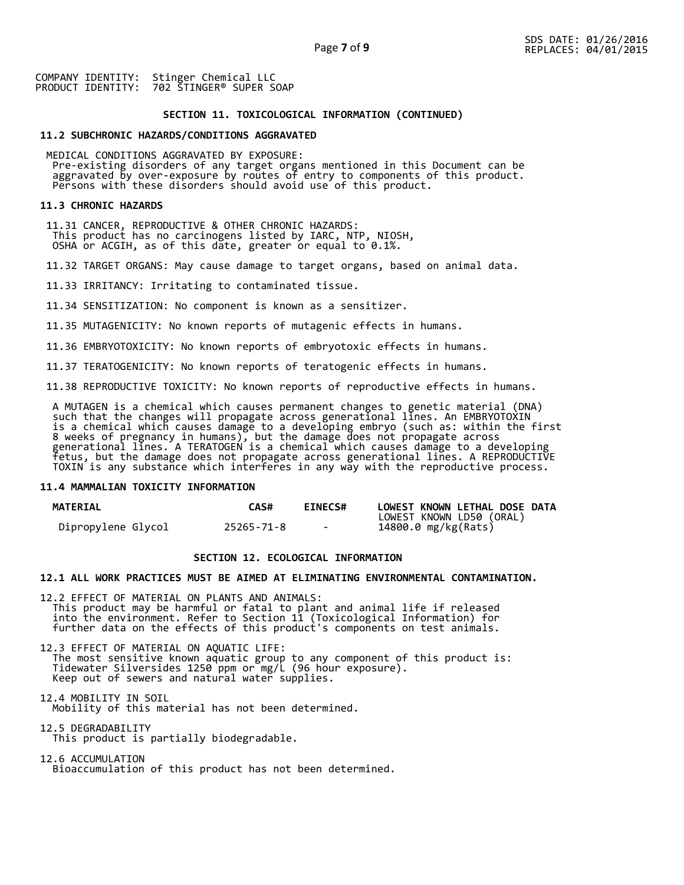COMPANY IDENTITY: Stinger Chemical LLC
PRODUCT IDENTITY: 702 STINGER® SUPER SOAP

## SECTION 11. TOXICOLOGICAL INFORMATION (CONTINUED)

### 11.2 SUBCHRONIC HAZARDS/CONDITIONS AGGRAVATED

MEDICAL CONDITIONS AGGRAVATED BY EXPOSURE:
Pre-existing disorders of any target organs mentioned in this Document can be aggravated by over-exposure by routes of entry to components of this product. Persons with these disorders should avoid use of this product.

### 11.3 CHRONIC HAZARDS

11.31 CANCER, REPRODUCTIVE & OTHER CHRONIC HAZARDS:
This product has no carcinogens listed by IARC, NTP, NIOSH, OSHA or ACGIH, as of this date, greater or equal to 0.1%.

11.32 TARGET ORGANS: May cause damage to target organs, based on animal data.

11.33 IRRITANCY: Irritating to contaminated tissue.

11.34 SENSITIZATION: No component is known as a sensitizer.

11.35 MUTAGENICITY: No known reports of mutagenic effects in humans.

11.36 EMBRYOTOXICITY: No known reports of embryotoxic effects in humans.

11.37 TERATOGENICITY: No known reports of teratogenic effects in humans.

11.38 REPRODUCTIVE TOXICITY: No known reports of reproductive effects in humans.

A MUTAGEN is a chemical which causes permanent changes to genetic material (DNA) such that the changes will propagate across generational lines. An EMBRYOTOXIN is a chemical which causes damage to a developing embryo (such as: within the first 8 weeks of pregnancy in humans), but the damage does not propagate across generational lines. A TERATOGEN is a chemical which causes damage to a developing fetus, but the damage does not propagate across generational lines. A REPRODUCTIVE TOXIN is any substance which interferes in any way with the reproductive process.

### 11.4 MAMMALIAN TOXICITY INFORMATION

| MATERIAL | CAS# | EINECS# | LOWEST KNOWN LETHAL DOSE DATA<br>LOWEST KNOWN LD50 (ORAL) |
|---|---|---|---|
| Dipropylene Glycol | 25265-71-8 | - | 14800.0 mg/kg(Rats) |

## SECTION 12. ECOLOGICAL INFORMATION

### 12.1 ALL WORK PRACTICES MUST BE AIMED AT ELIMINATING ENVIRONMENTAL CONTAMINATION.

12.2 EFFECT OF MATERIAL ON PLANTS AND ANIMALS:
This product may be harmful or fatal to plant and animal life if released into the environment. Refer to Section 11 (Toxicological Information) for further data on the effects of this product's components on test animals.

12.3 EFFECT OF MATERIAL ON AQUATIC LIFE:
The most sensitive known aquatic group to any component of this product is: Tidewater Silversides 1250 ppm or mg/L (96 hour exposure).
Keep out of sewers and natural water supplies.

12.4 MOBILITY IN SOIL
Mobility of this material has not been determined.

12.5 DEGRADABILITY
This product is partially biodegradable.

12.6 ACCUMULATION
Bioaccumulation of this product has not been determined.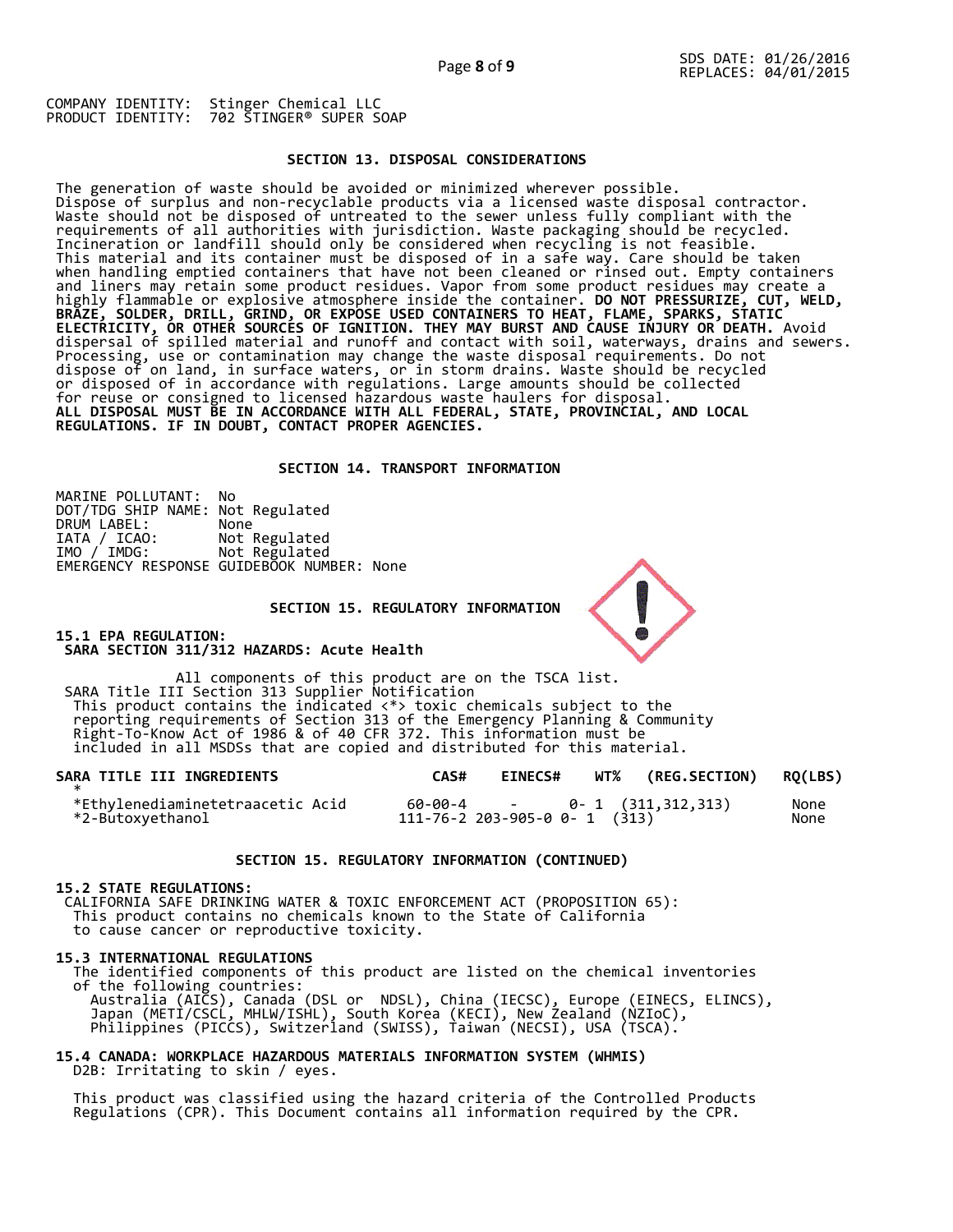SDS DATE: 01/26/2016
REPLACES: 04/01/2015

COMPANY IDENTITY: Stinger Chemical LLC
PRODUCT IDENTITY: 702 STINGER® SUPER SOAP

## SECTION 13. DISPOSAL CONSIDERATIONS

The generation of waste should be avoided or minimized wherever possible. Dispose of surplus and non-recyclable products via a licensed waste disposal contractor. Waste should not be disposed of untreated to the sewer unless fully compliant with the requirements of all authorities with jurisdiction. Waste packaging should be recycled. Incineration or landfill should only be considered when recycling is not feasible. This material and its container must be disposed of in a safe way. Care should be taken when handling emptied containers that have not been cleaned or rinsed out. Empty containers and liners may retain some product residues. Vapor from some product residues may create a highly flammable or explosive atmosphere inside the container. **DO NOT PRESSURIZE, CUT, WELD, BRAZE, SOLDER, DRILL, GRIND, OR EXPOSE USED CONTAINERS TO HEAT, FLAME, SPARKS, STATIC ELECTRICITY, OR OTHER SOURCES OF IGNITION. THEY MAY BURST AND CAUSE INJURY OR DEATH.** Avoid dispersal of spilled material and runoff and contact with soil, waterways, drains and sewers. Processing, use or contamination may change the waste disposal requirements. Do not dispose of on land, in surface waters, or in storm drains. Waste should be recycled or disposed of in accordance with regulations. Large amounts should be collected for reuse or consigned to licensed hazardous waste haulers for disposal.
**ALL DISPOSAL MUST BE IN ACCORDANCE WITH ALL FEDERAL, STATE, PROVINCIAL, AND LOCAL REGULATIONS. IF IN DOUBT, CONTACT PROPER AGENCIES.**

## SECTION 14. TRANSPORT INFORMATION

MARINE POLLUTANT: No
DOT/TDG SHIP NAME: Not Regulated
DRUM LABEL: None
IATA / ICAO: Not Regulated
IMO / IMDG: Not Regulated
EMERGENCY RESPONSE GUIDEBOOK NUMBER: None

## SECTION 15. REGULATORY INFORMATION

**15.1 EPA REGULATION:**
**SARA SECTION 311/312 HAZARDS: Acute Health**

All components of this product are on the TSCA list.
SARA Title III Section 313 Supplier Notification
This product contains the indicated <*> toxic chemicals subject to the reporting requirements of Section 313 of the Emergency Planning & Community Right-To-Know Act of 1986 & of 40 CFR 372. This information must be included in all MSDSs that are copied and distributed for this material.

| SARA TITLE III INGREDIENTS * | CAS# | EINECS# | WT% | (REG.SECTION) | RQ(LBS) |
|---|---|---|---|---|---|
| *Ethylenediaminetetraacetic Acid | 60-00-4 | - | 0- 1 | (311,312,313) | None |
| *2-Butoxyethanol | 111-76-2 | 203-905-0 | 0- 1 | (313) | None |

## SECTION 15. REGULATORY INFORMATION (CONTINUED)

**15.2 STATE REGULATIONS:**
CALIFORNIA SAFE DRINKING WATER & TOXIC ENFORCEMENT ACT (PROPOSITION 65):
This product contains no chemicals known to the State of California to cause cancer or reproductive toxicity.

**15.3 INTERNATIONAL REGULATIONS**
The identified components of this product are listed on the chemical inventories of the following countries:
Australia (AICS), Canada (DSL or NDSL), China (IECSC), Europe (EINECS, ELINCS), Japan (METI/CSCL, MHLW/ISHL), South Korea (KECI), New Zealand (NZIoC), Philippines (PICCS), Switzerland (SWISS), Taiwan (NECSI), USA (TSCA).

**15.4 CANADA: WORKPLACE HAZARDOUS MATERIALS INFORMATION SYSTEM (WHMIS)**
D2B: Irritating to skin / eyes.

This product was classified using the hazard criteria of the Controlled Products Regulations (CPR). This Document contains all information required by the CPR.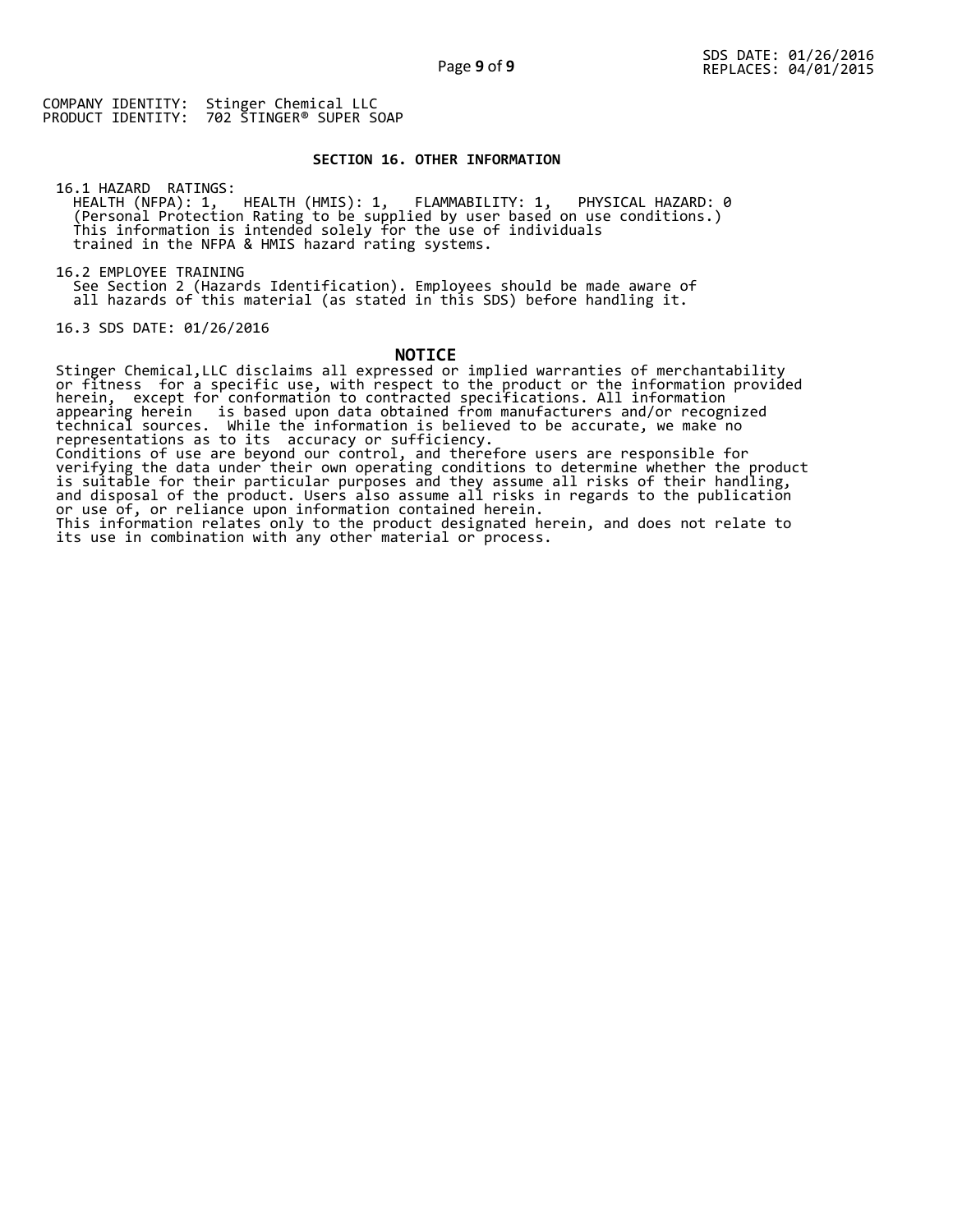COMPANY IDENTITY: Stinger Chemical LLC
PRODUCT IDENTITY: 702 STINGER® SUPER SOAP

## SECTION 16. OTHER INFORMATION

16.1 HAZARD RATINGS:
HEALTH (NFPA): 1, HEALTH (HMIS): 1, FLAMMABILITY: 1, PHYSICAL HAZARD: 0
(Personal Protection Rating to be supplied by user based on use conditions.)
This information is intended solely for the use of individuals
trained in the NFPA & HMIS hazard rating systems.

16.2 EMPLOYEE TRAINING
See Section 2 (Hazards Identification). Employees should be made aware of
all hazards of this material (as stated in this SDS) before handling it.

16.3 SDS DATE: 01/26/2016

## NOTICE

Stinger Chemical,LLC disclaims all expressed or implied warranties of merchantability or fitness for a specific use, with respect to the product or the information provided herein, except for conformation to contracted specifications. All information appearing herein is based upon data obtained from manufacturers and/or recognized technical sources. While the information is believed to be accurate, we make no representations as to its accuracy or sufficiency.
Conditions of use are beyond our control, and therefore users are responsible for verifying the data under their own operating conditions to determine whether the product is suitable for their particular purposes and they assume all risks of their handling, and disposal of the product. Users also assume all risks in regards to the publication or use of, or reliance upon information contained herein.
This information relates only to the product designated herein, and does not relate to its use in combination with any other material or process.